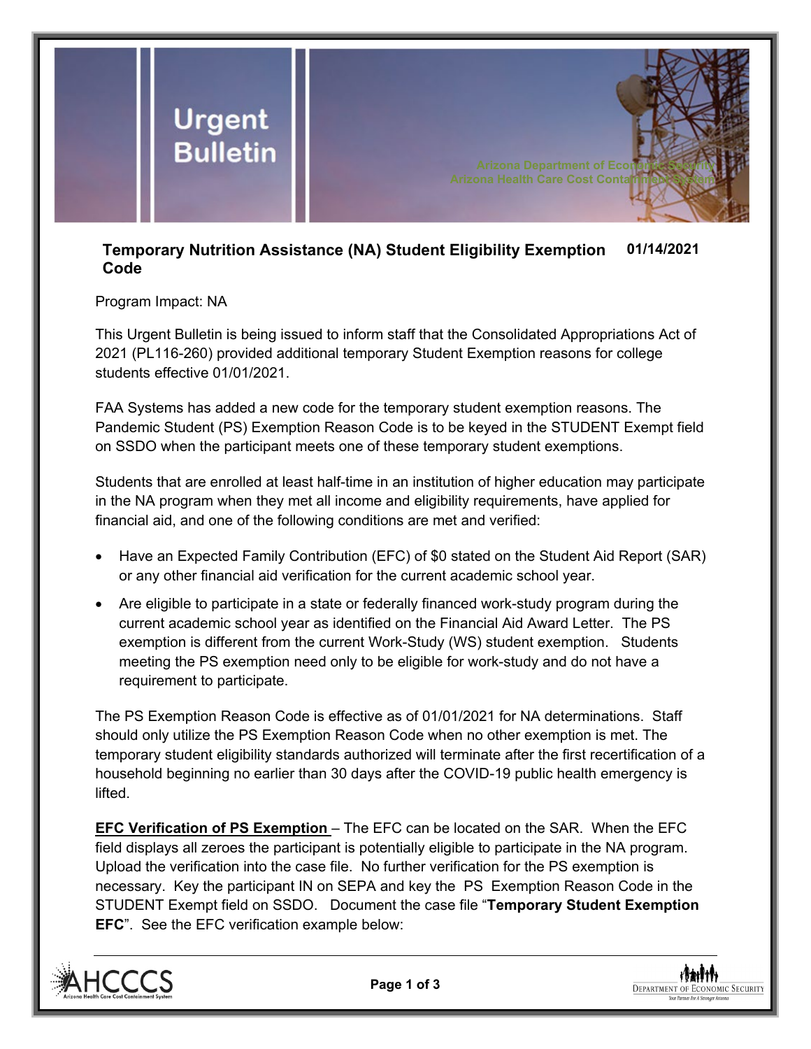# Urgent Bulletin

Arizona Department of Economic Security
Arizona Health Care Cost Containment System

## Temporary Nutrition Assistance (NA) Student Eligibility Exemption Code

**01/14/2021**

Program Impact: NA

This Urgent Bulletin is being issued to inform staff that the Consolidated Appropriations Act of 2021 (PL116-260) provided additional temporary Student Exemption reasons for college students effective 01/01/2021.

FAA Systems has added a new code for the temporary student exemption reasons. The Pandemic Student (PS) Exemption Reason Code is to be keyed in the STUDENT Exempt field on SSDO when the participant meets one of these temporary student exemptions.

Students that are enrolled at least half-time in an institution of higher education may participate in the NA program when they met all income and eligibility requirements, have applied for financial aid, and one of the following conditions are met and verified:

- Have an Expected Family Contribution (EFC) of $0 stated on the Student Aid Report (SAR) or any other financial aid verification for the current academic school year.
- Are eligible to participate in a state or federally financed work-study program during the current academic school year as identified on the Financial Aid Award Letter. The PS exemption is different from the current Work-Study (WS) student exemption. Students meeting the PS exemption need only to be eligible for work-study and do not have a requirement to participate.

The PS Exemption Reason Code is effective as of 01/01/2021 for NA determinations. Staff should only utilize the PS Exemption Reason Code when no other exemption is met. The temporary student eligibility standards authorized will terminate after the first recertification of a household beginning no earlier than 30 days after the COVID-19 public health emergency is lifted.

**EFC Verification of PS Exemption** – The EFC can be located on the SAR. When the EFC field displays all zeroes the participant is potentially eligible to participate in the NA program. Upload the verification into the case file. No further verification for the PS exemption is necessary. Key the participant IN on SEPA and key the PS Exemption Reason Code in the STUDENT Exempt field on SSDO. Document the case file "**Temporary Student Exemption EFC**". See the EFC verification example below: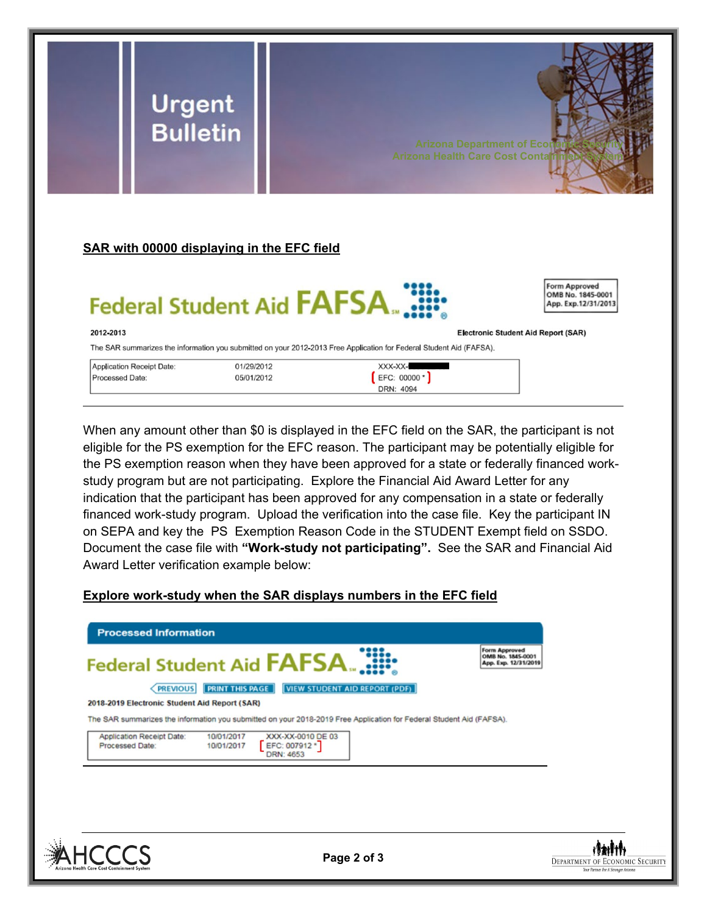Urgent Bulletin

Arizona Department of Economic Security
Arizona Health Care Cost Containment System

**SAR with 00000 displaying in the EFC field**

Federal Student Aid FAFSA

| Form Approved |
| --- |
| OMB No. 1845-0001 |
| App. Exp.12/31/2013 |

2012-2013 Electronic Student Aid Report (SAR)

The SAR summarizes the information you submitted on your 2012-2013 Free Application for Federal Student Aid (FAFSA).

| | | |
| --- | --- | --- |
| Application Receipt Date: | 01/29/2012 | XXX-XX- |
| Processed Date: | 05/01/2012 | EFC: 00000 * |
| | | DRN: 4094 |

When any amount other than $0 is displayed in the EFC field on the SAR, the participant is not eligible for the PS exemption for the EFC reason. The participant may be potentially eligible for the PS exemption reason when they have been approved for a state or federally financed work-study program but are not participating. Explore the Financial Aid Award Letter for any indication that the participant has been approved for any compensation in a state or federally financed work-study program. Upload the verification into the case file. Key the participant IN on SEPA and key the PS Exemption Reason Code in the STUDENT Exempt field on SSDO. Document the case file with **"Work-study not participating".** See the SAR and Financial Aid Award Letter verification example below:

**Explore work-study when the SAR displays numbers in the EFC field**

**Processed Information**

Federal Student Aid FAFSA

| Form Approved |
| --- |
| OMB No. 1845-0001 |
| App. Exp. 12/31/2019 |

PREVIOUS | PRINT THIS PAGE | VIEW STUDENT AID REPORT (PDF)

2018-2019 Electronic Student Aid Report (SAR)

The SAR summarizes the information you submitted on your 2018-2019 Free Application for Federal Student Aid (FAFSA).

| | | |
| --- | --- | --- |
| Application Receipt Date: | 10/01/2017 | XXX-XX-0010 DE 03 |
| Processed Date: | 10/01/2017 | EFC: 007912 * |
| | | DRN: 4653 |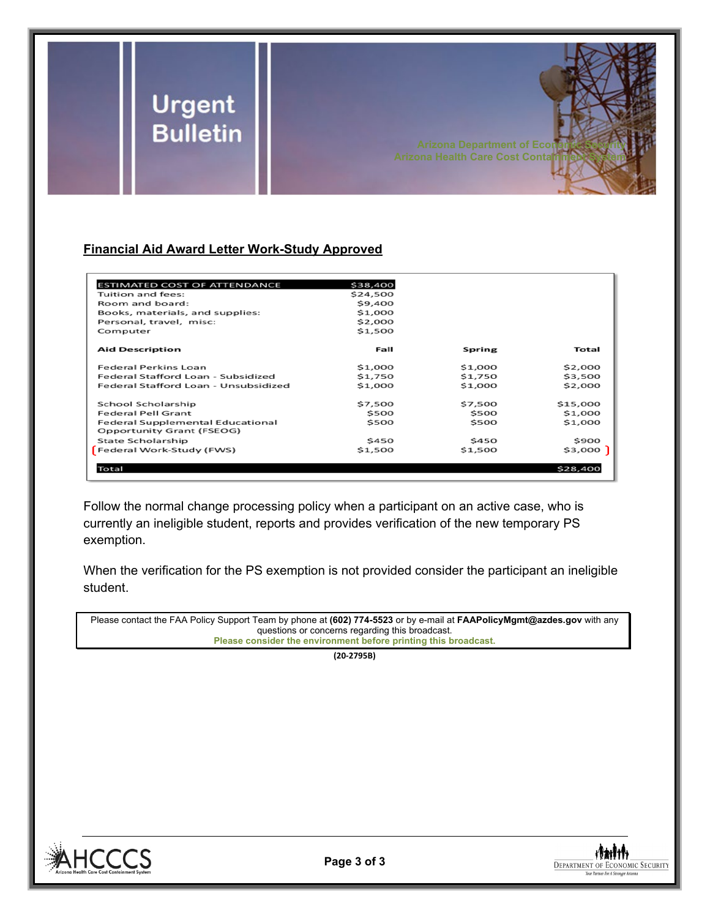Urgent Bulletin

Arizona Department of Economic Security
Arizona Health Care Cost Containment System

## Financial Aid Award Letter Work-Study Approved

| ESTIMATED COST OF ATTENDANCE | $38,400 | | |
|---|---|---|---|
| Tuition and fees: | $24,500 | | |
| Room and board: | $9,400 | | |
| Books, materials, and supplies: | $1,000 | | |
| Personal, travel, misc: | $2,000 | | |
| Computer | $1,500 | | |
| **Aid Description** | **Fall** | **Spring** | **Total** |
| Federal Perkins Loan | $1,000 | $1,000 | $2,000 |
| Federal Stafford Loan - Subsidized | $1,750 | $1,750 | $3,500 |
| Federal Stafford Loan - Unsubsidized | $1,000 | $1,000 | $2,000 |
| School Scholarship | $7,500 | $7,500 | $15,000 |
| Federal Pell Grant | $500 | $500 | $1,000 |
| Federal Supplemental Educational Opportunity Grant (FSEOG) | $500 | $500 | $1,000 |
| State Scholarship | $450 | $450 | $900 |
| Federal Work-Study (FWS) | $1,500 | $1,500 | $3,000 |
| Total | | | $28,400 |

Follow the normal change processing policy when a participant on an active case, who is currently an ineligible student, reports and provides verification of the new temporary PS exemption.

When the verification for the PS exemption is not provided consider the participant an ineligible student.

Please contact the FAA Policy Support Team by phone at **(602) 774-5523** or by e-mail at **FAAPolicyMgmt@azdes.gov** with any questions or concerns regarding this broadcast.
**Please consider the environment before printing this broadcast.**

**(20-2795B)**